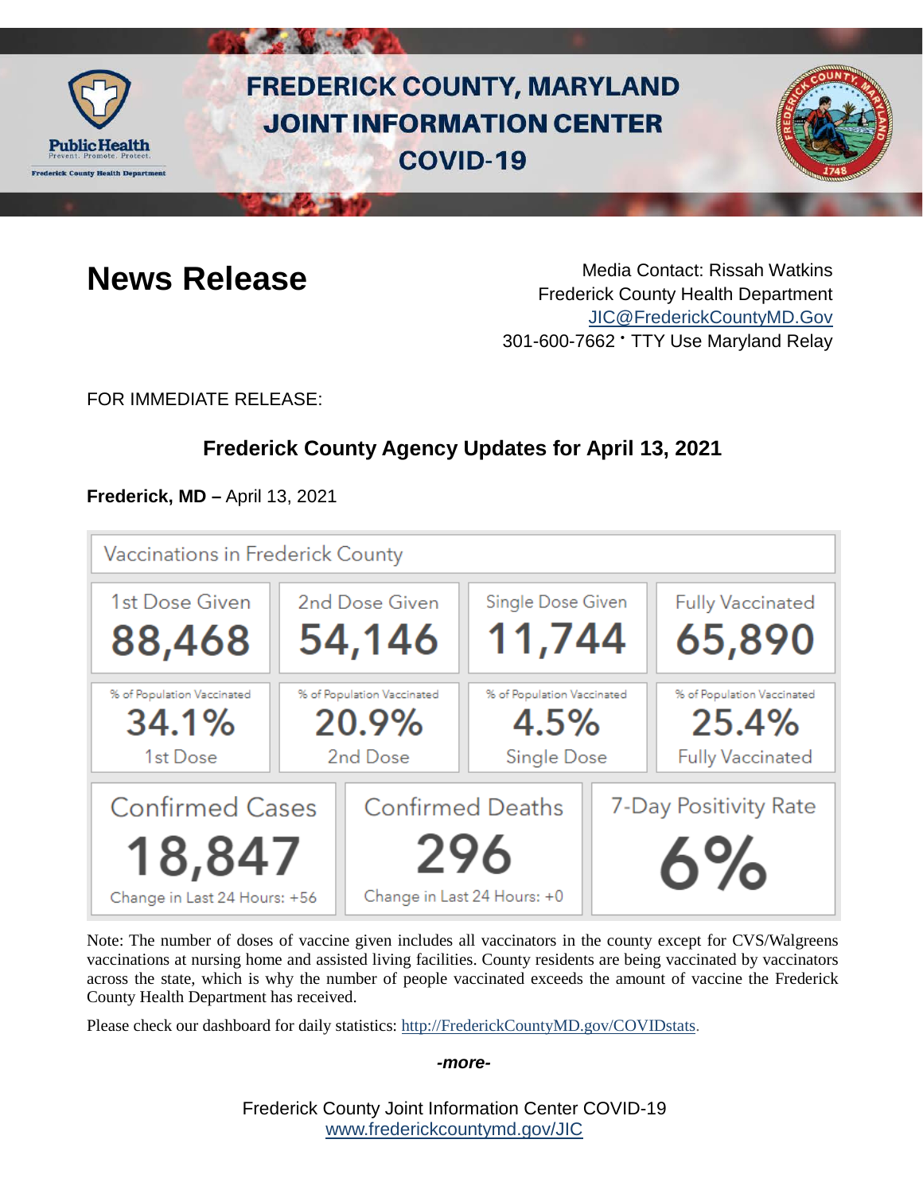# FREDERICK COUNTY, MARYLAND JOINT INFORMATION CENTER COVID-19

## News Release

Media Contact: Rissah Watkins
Frederick County Health Department
JIC@FrederickCountyMD.Gov
301-600-7662 • TTY Use Maryland Relay

FOR IMMEDIATE RELEASE:

### Frederick County Agency Updates for April 13, 2021

**Frederick, MD –** April 13, 2021

**Vaccinations in Frederick County**

| 1st Dose Given | 2nd Dose Given | Single Dose Given | Fully Vaccinated |
|---|---|---|---|
| 88,468 | 54,146 | 11,744 | 65,890 |
| % of Population Vaccinated 34.1% 1st Dose | % of Population Vaccinated 20.9% 2nd Dose | % of Population Vaccinated 4.5% Single Dose | % of Population Vaccinated 25.4% Fully Vaccinated |

| Confirmed Cases | Confirmed Deaths | 7-Day Positivity Rate |
|---|---|---|
| 18,847 | 296 | 6% |
| Change in Last 24 Hours: +56 | Change in Last 24 Hours: +0 | |

Note: The number of doses of vaccine given includes all vaccinators in the county except for CVS/Walgreens vaccinations at nursing home and assisted living facilities. County residents are being vaccinated by vaccinators across the state, which is why the number of people vaccinated exceeds the amount of vaccine the Frederick County Health Department has received.

Please check our dashboard for daily statistics: http://FrederickCountyMD.gov/COVIDstats.

*-more-*

Frederick County Joint Information Center COVID-19
www.frederickcountymd.gov/JIC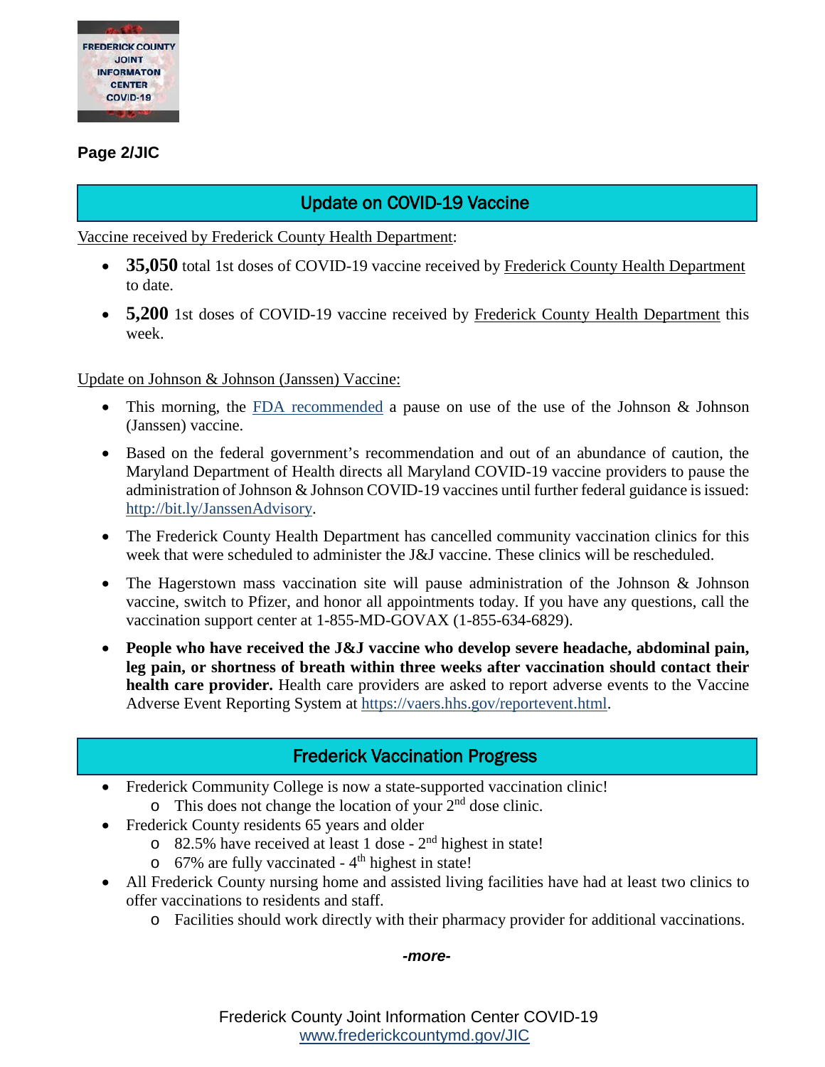## Update on COVID-19 Vaccine

Vaccine received by Frederick County Health Department:

- **35,050** total 1st doses of COVID-19 vaccine received by Frederick County Health Department to date.
- **5,200** 1st doses of COVID-19 vaccine received by Frederick County Health Department this week.

Update on Johnson & Johnson (Janssen) Vaccine:

- This morning, the FDA recommended a pause on use of the use of the Johnson & Johnson (Janssen) vaccine.
- Based on the federal government's recommendation and out of an abundance of caution, the Maryland Department of Health directs all Maryland COVID-19 vaccine providers to pause the administration of Johnson & Johnson COVID-19 vaccines until further federal guidance is issued: http://bit.ly/JanssenAdvisory.
- The Frederick County Health Department has cancelled community vaccination clinics for this week that were scheduled to administer the J&J vaccine. These clinics will be rescheduled.
- The Hagerstown mass vaccination site will pause administration of the Johnson & Johnson vaccine, switch to Pfizer, and honor all appointments today. If you have any questions, call the vaccination support center at 1-855-MD-GOVAX (1-855-634-6829).
- **People who have received the J&J vaccine who develop severe headache, abdominal pain, leg pain, or shortness of breath within three weeks after vaccination should contact their health care provider.** Health care providers are asked to report adverse events to the Vaccine Adverse Event Reporting System at https://vaers.hhs.gov/reportevent.html.

## Frederick Vaccination Progress

- Frederick Community College is now a state-supported vaccination clinic!
  - This does not change the location of your 2nd dose clinic.
- Frederick County residents 65 years and older
  - 82.5% have received at least 1 dose - 2nd highest in state!
  - 67% are fully vaccinated - 4th highest in state!
- All Frederick County nursing home and assisted living facilities have had at least two clinics to offer vaccinations to residents and staff.
  - Facilities should work directly with their pharmacy provider for additional vaccinations.

*-more-*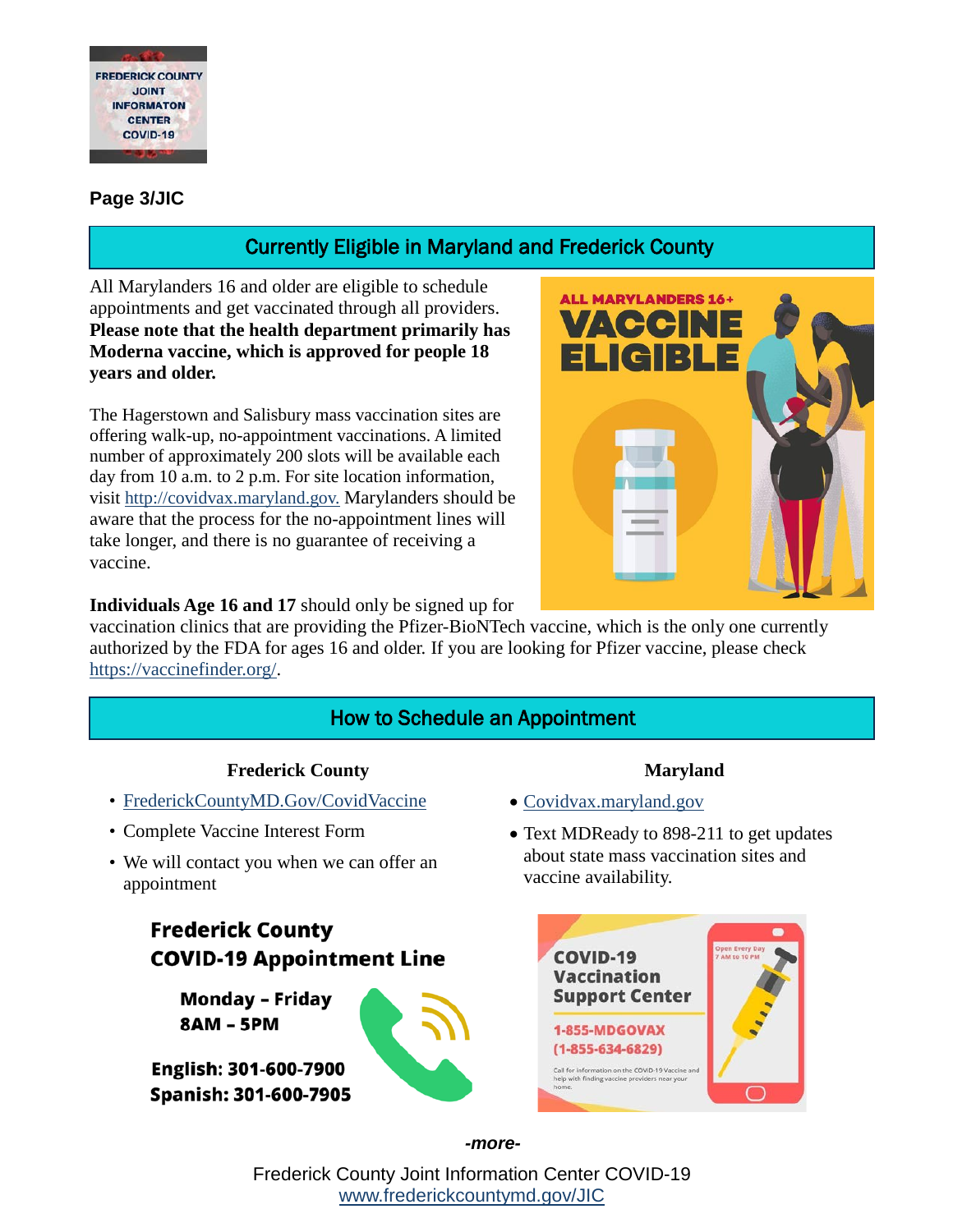## Currently Eligible in Maryland and Frederick County

All Marylanders 16 and older are eligible to schedule appointments and get vaccinated through all providers. **Please note that the health department primarily has Moderna vaccine, which is approved for people 18 years and older.**

The Hagerstown and Salisbury mass vaccination sites are offering walk-up, no-appointment vaccinations. A limited number of approximately 200 slots will be available each day from 10 a.m. to 2 p.m. For site location information, visit http://covidvax.maryland.gov. Marylanders should be aware that the process for the no-appointment lines will take longer, and there is no guarantee of receiving a vaccine.

**Individuals Age 16 and 17** should only be signed up for vaccination clinics that are providing the Pfizer-BioNTech vaccine, which is the only one currently authorized by the FDA for ages 16 and older. If you are looking for Pfizer vaccine, please check https://vaccinefinder.org/.

## How to Schedule an Appointment

**Frederick County**

- FrederickCountyMD.Gov/CovidVaccine
- Complete Vaccine Interest Form
- We will contact you when we can offer an appointment

**Frederick County COVID-19 Appointment Line**

**Monday – Friday**
**8AM – 5PM**

**English: 301-600-7900**
**Spanish: 301-600-7905**

**Maryland**

- Covidvax.maryland.gov
- Text MDReady to 898-211 to get updates about state mass vaccination sites and vaccine availability.

**COVID-19 Vaccination Support Center**

Open Every Day 7 AM to 10 PM

**1-855-MDGOVAX (1-855-634-6829)**

Call for information on the COVID-19 Vaccine and help with finding vaccine providers near your home.

*-more-*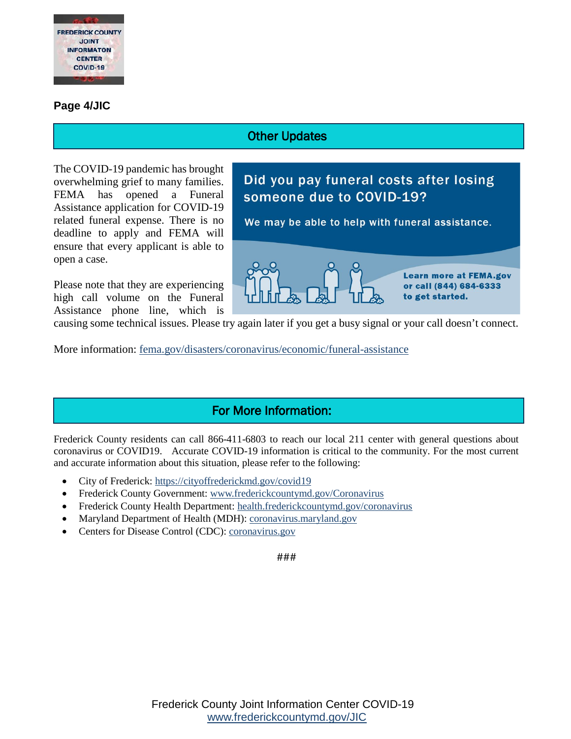FREDERICK COUNTY JOINT INFORMATON CENTER COVID-19

**Page 4/JIC**

## Other Updates

The COVID-19 pandemic has brought overwhelming grief to many families. FEMA has opened a Funeral Assistance application for COVID-19 related funeral expense. There is no deadline to apply and FEMA will ensure that every applicant is able to open a case.

Did you pay funeral costs after losing someone due to COVID-19?

We may be able to help with funeral assistance.

Learn more at FEMA.gov or call (844) 684-6333 to get started.

Please note that they are experiencing high call volume on the Funeral Assistance phone line, which is causing some technical issues. Please try again later if you get a busy signal or your call doesn't connect.

More information: fema.gov/disasters/coronavirus/economic/funeral-assistance

## For More Information:

Frederick County residents can call 866-411-6803 to reach our local 211 center with general questions about coronavirus or COVID19. Accurate COVID-19 information is critical to the community. For the most current and accurate information about this situation, please refer to the following:

- City of Frederick: https://cityoffrederickmd.gov/covid19
- Frederick County Government: www.frederickcountymd.gov/Coronavirus
- Frederick County Health Department: health.frederickcountymd.gov/coronavirus
- Maryland Department of Health (MDH): coronavirus.maryland.gov
- Centers for Disease Control (CDC): coronavirus.gov

###

Frederick County Joint Information Center COVID-19
www.frederickcountymd.gov/JIC